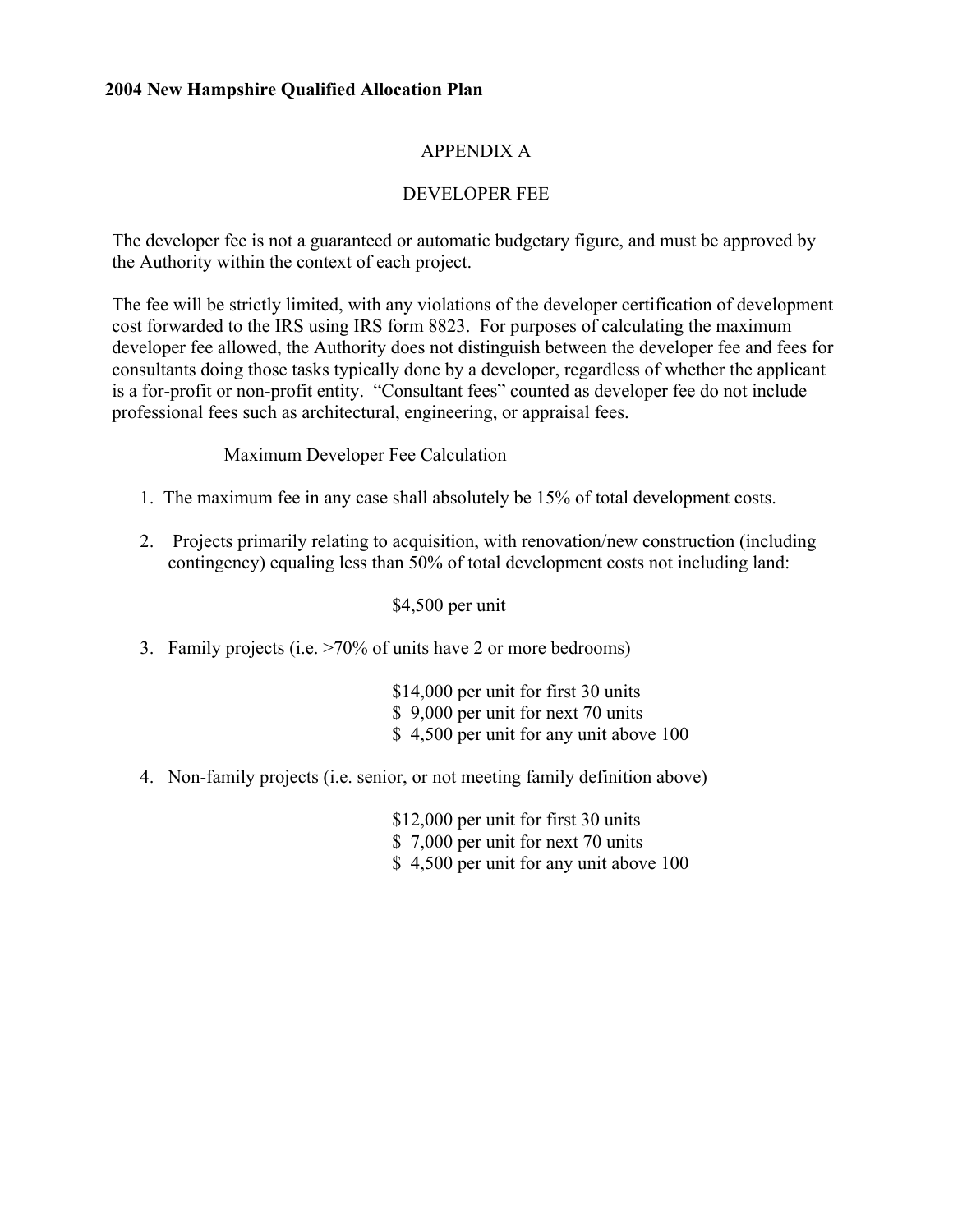**2004 New Hampshire Qualified Allocation Plan**

# APPENDIX A

## DEVELOPER FEE

The developer fee is not a guaranteed or automatic budgetary figure, and must be approved by the Authority within the context of each project.

The fee will be strictly limited, with any violations of the developer certification of development cost forwarded to the IRS using IRS form 8823. For purposes of calculating the maximum developer fee allowed, the Authority does not distinguish between the developer fee and fees for consultants doing those tasks typically done by a developer, regardless of whether the applicant is a for-profit or non-profit entity. "Consultant fees" counted as developer fee do not include professional fees such as architectural, engineering, or appraisal fees.

### Maximum Developer Fee Calculation

1. The maximum fee in any case shall absolutely be 15% of total development costs.

2. Projects primarily relating to acquisition, with renovation/new construction (including contingency) equaling less than 50% of total development costs not including land:

   $4,500 per unit

3. Family projects (i.e. >70% of units have 2 or more bedrooms)

   $14,000 per unit for first 30 units
   $ 9,000 per unit for next 70 units
   $ 4,500 per unit for any unit above 100

4. Non-family projects (i.e. senior, or not meeting family definition above)

   $12,000 per unit for first 30 units
   $ 7,000 per unit for next 70 units
   $ 4,500 per unit for any unit above 100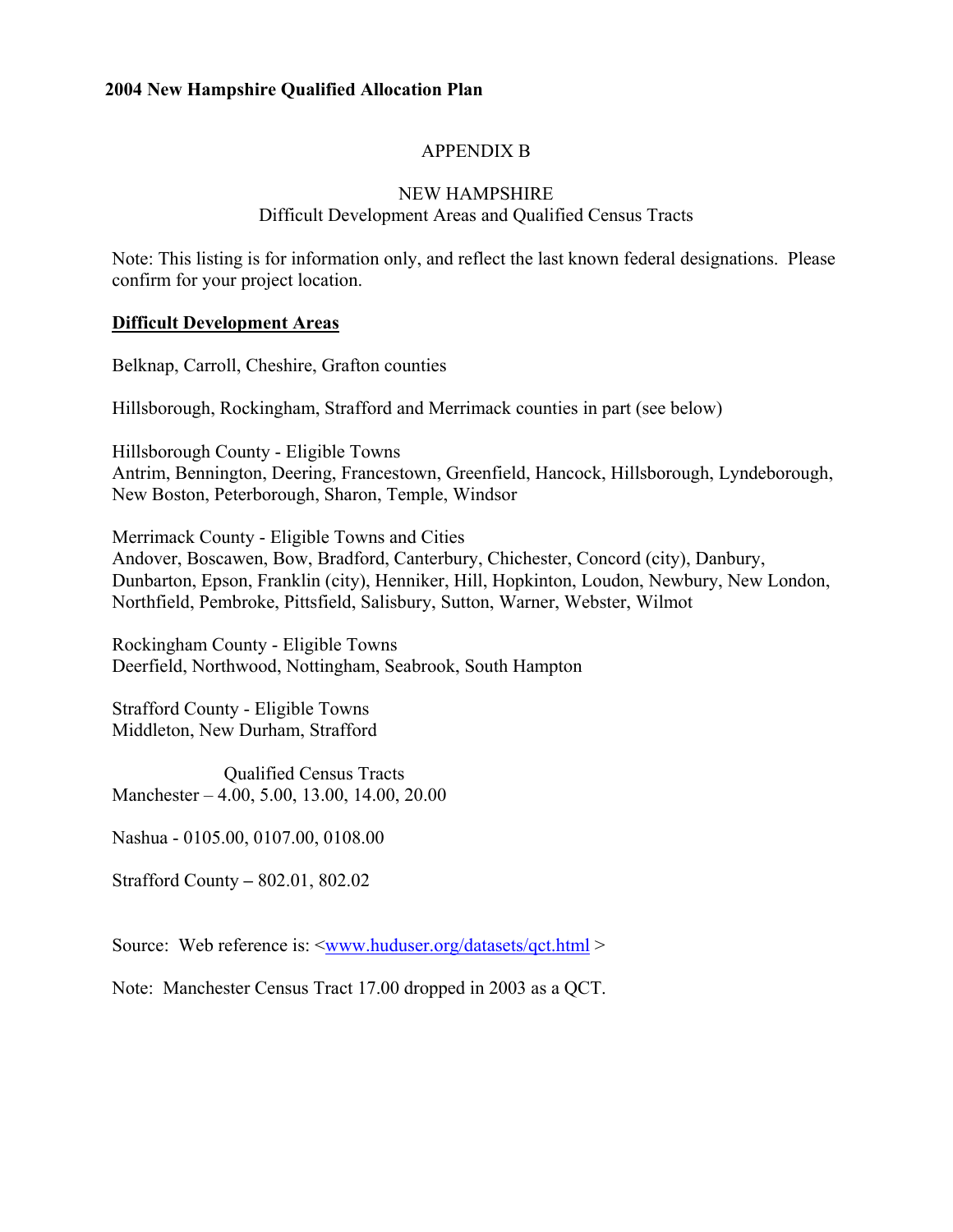**2004 New Hampshire Qualified Allocation Plan**

# APPENDIX B

## NEW HAMPSHIRE
### Difficult Development Areas and Qualified Census Tracts

Note: This listing is for information only, and reflect the last known federal designations. Please confirm for your project location.

**Difficult Development Areas**

Belknap, Carroll, Cheshire, Grafton counties

Hillsborough, Rockingham, Strafford and Merrimack counties in part (see below)

Hillsborough County - Eligible Towns
Antrim, Bennington, Deering, Francestown, Greenfield, Hancock, Hillsborough, Lyndeborough, New Boston, Peterborough, Sharon, Temple, Windsor

Merrimack County - Eligible Towns and Cities
Andover, Boscawen, Bow, Bradford, Canterbury, Chichester, Concord (city), Danbury, Dunbarton, Epson, Franklin (city), Henniker, Hill, Hopkinton, Loudon, Newbury, New London, Northfield, Pembroke, Pittsfield, Salisbury, Sutton, Warner, Webster, Wilmot

Rockingham County - Eligible Towns
Deerfield, Northwood, Nottingham, Seabrook, South Hampton

Strafford County - Eligible Towns
Middleton, New Durham, Strafford

Qualified Census Tracts

Manchester – 4.00, 5.00, 13.00, 14.00, 20.00

Nashua - 0105.00, 0107.00, 0108.00

Strafford County – 802.01, 802.02

Source: Web reference is: <www.huduser.org/datasets/qct.html >

Note: Manchester Census Tract 17.00 dropped in 2003 as a QCT.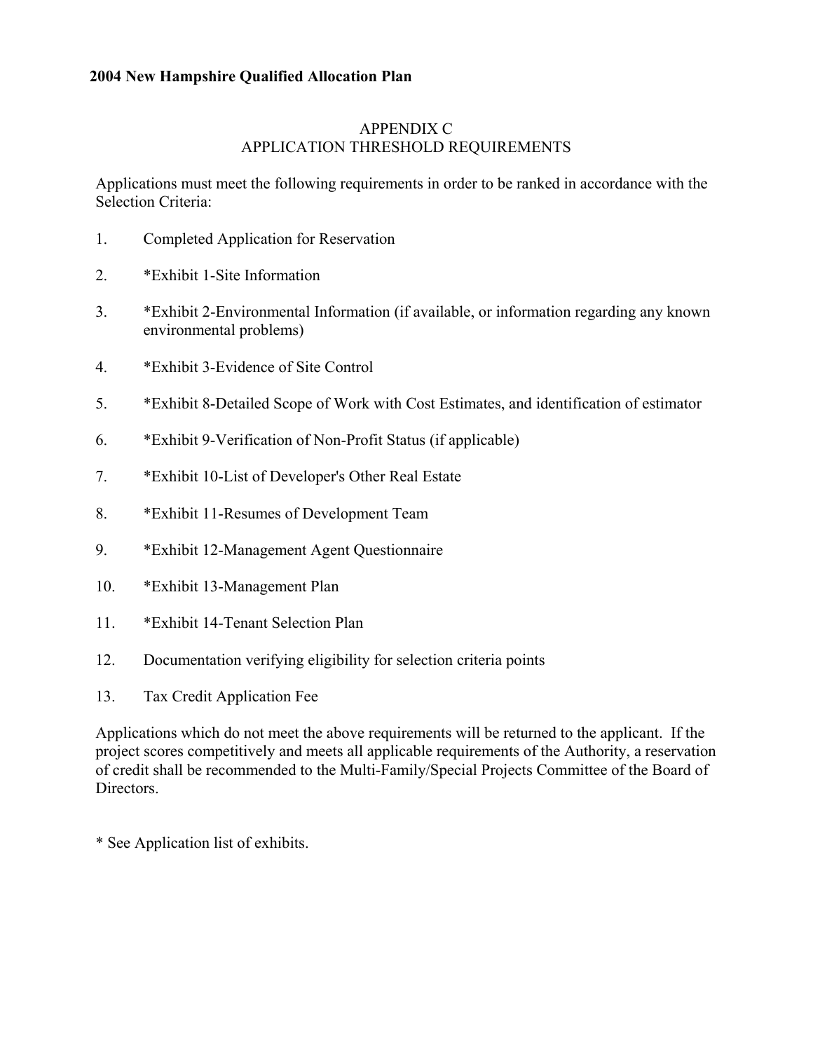**2004 New Hampshire Qualified Allocation Plan**

# APPENDIX C
## APPLICATION THRESHOLD REQUIREMENTS

Applications must meet the following requirements in order to be ranked in accordance with the Selection Criteria:

1. Completed Application for Reservation
2. *Exhibit 1-Site Information
3. *Exhibit 2-Environmental Information (if available, or information regarding any known environmental problems)
4. *Exhibit 3-Evidence of Site Control
5. *Exhibit 8-Detailed Scope of Work with Cost Estimates, and identification of estimator
6. *Exhibit 9-Verification of Non-Profit Status (if applicable)
7. *Exhibit 10-List of Developer's Other Real Estate
8. *Exhibit 11-Resumes of Development Team
9. *Exhibit 12-Management Agent Questionnaire
10. *Exhibit 13-Management Plan
11. *Exhibit 14-Tenant Selection Plan
12. Documentation verifying eligibility for selection criteria points
13. Tax Credit Application Fee

Applications which do not meet the above requirements will be returned to the applicant. If the project scores competitively and meets all applicable requirements of the Authority, a reservation of credit shall be recommended to the Multi-Family/Special Projects Committee of the Board of Directors.

* See Application list of exhibits.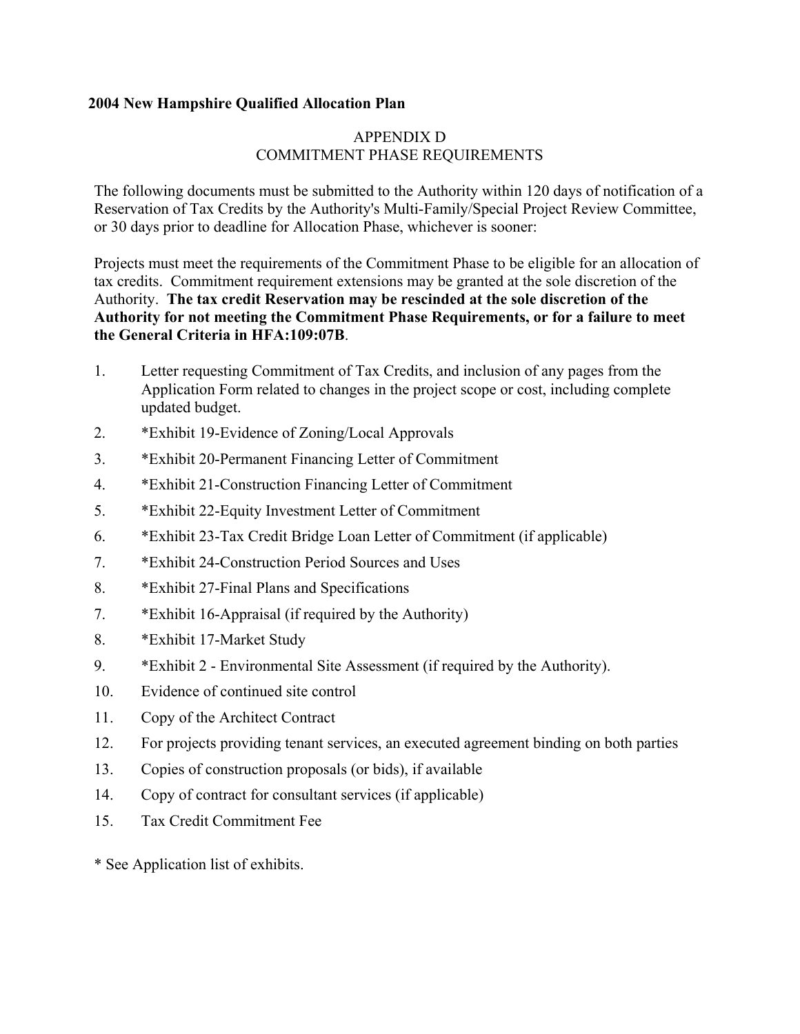**2004 New Hampshire Qualified Allocation Plan**

## APPENDIX D
## COMMITMENT PHASE REQUIREMENTS

The following documents must be submitted to the Authority within 120 days of notification of a Reservation of Tax Credits by the Authority's Multi-Family/Special Project Review Committee, or 30 days prior to deadline for Allocation Phase, whichever is sooner:

Projects must meet the requirements of the Commitment Phase to be eligible for an allocation of tax credits. Commitment requirement extensions may be granted at the sole discretion of the Authority. **The tax credit Reservation may be rescinded at the sole discretion of the Authority for not meeting the Commitment Phase Requirements, or for a failure to meet the General Criteria in HFA:109:07B**.

1. Letter requesting Commitment of Tax Credits, and inclusion of any pages from the Application Form related to changes in the project scope or cost, including complete updated budget.
2. *Exhibit 19-Evidence of Zoning/Local Approvals
3. *Exhibit 20-Permanent Financing Letter of Commitment
4. *Exhibit 21-Construction Financing Letter of Commitment
5. *Exhibit 22-Equity Investment Letter of Commitment
6. *Exhibit 23-Tax Credit Bridge Loan Letter of Commitment (if applicable)
7. *Exhibit 24-Construction Period Sources and Uses
8. *Exhibit 27-Final Plans and Specifications
7. *Exhibit 16-Appraisal (if required by the Authority)
8. *Exhibit 17-Market Study
9. *Exhibit 2 - Environmental Site Assessment (if required by the Authority).
10. Evidence of continued site control
11. Copy of the Architect Contract
12. For projects providing tenant services, an executed agreement binding on both parties
13. Copies of construction proposals (or bids), if available
14. Copy of contract for consultant services (if applicable)
15. Tax Credit Commitment Fee

* See Application list of exhibits.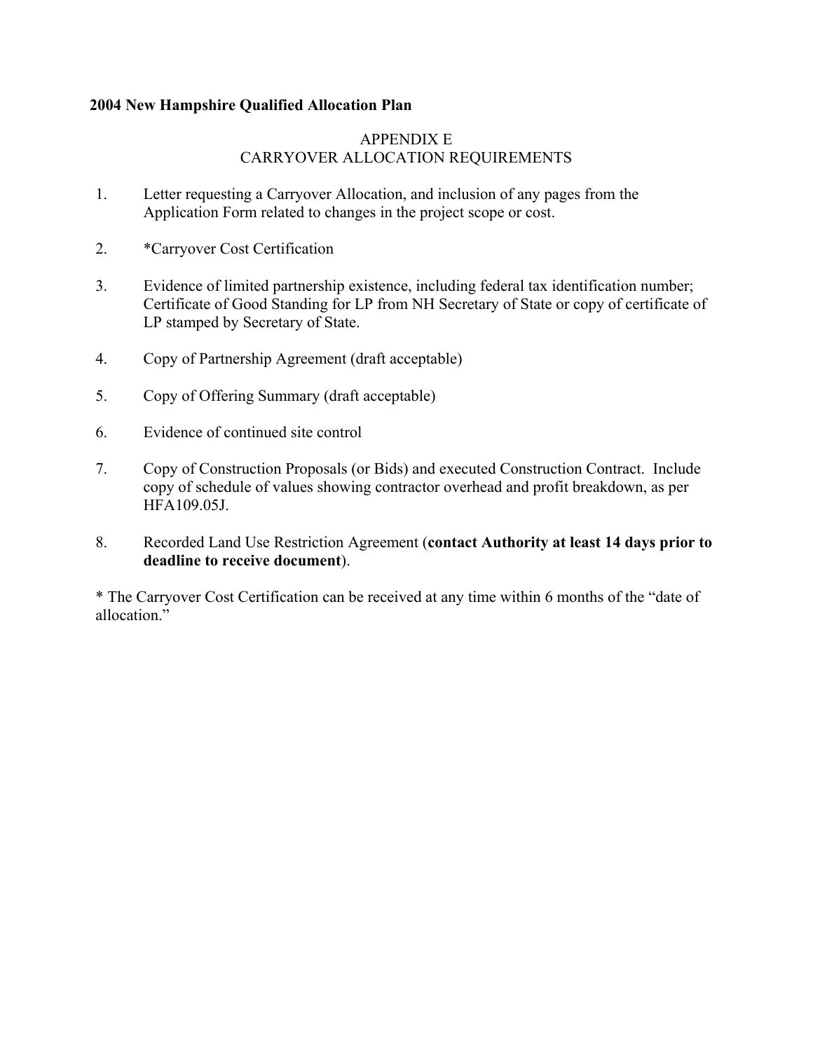**2004 New Hampshire Qualified Allocation Plan**

## APPENDIX E
## CARRYOVER ALLOCATION REQUIREMENTS

1. Letter requesting a Carryover Allocation, and inclusion of any pages from the Application Form related to changes in the project scope or cost.

2. *Carryover Cost Certification

3. Evidence of limited partnership existence, including federal tax identification number; Certificate of Good Standing for LP from NH Secretary of State or copy of certificate of LP stamped by Secretary of State.

4. Copy of Partnership Agreement (draft acceptable)

5. Copy of Offering Summary (draft acceptable)

6. Evidence of continued site control

7. Copy of Construction Proposals (or Bids) and executed Construction Contract. Include copy of schedule of values showing contractor overhead and profit breakdown, as per HFA109.05J.

8. Recorded Land Use Restriction Agreement (**contact Authority at least 14 days prior to deadline to receive document**).

* The Carryover Cost Certification can be received at any time within 6 months of the "date of allocation."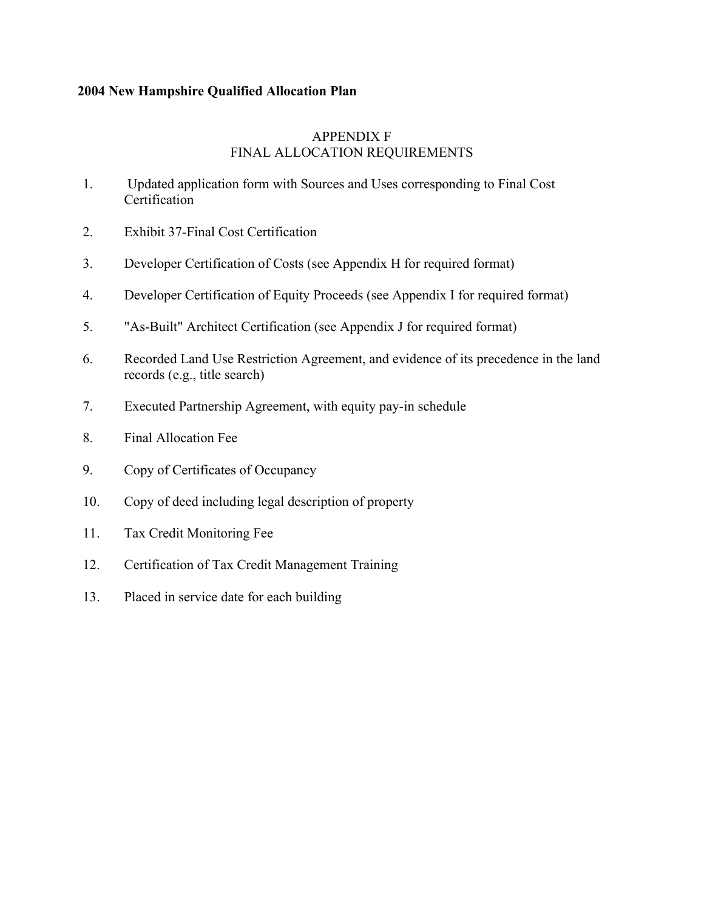**2004 New Hampshire Qualified Allocation Plan**

## APPENDIX F
## FINAL ALLOCATION REQUIREMENTS

1. Updated application form with Sources and Uses corresponding to Final Cost Certification
2. Exhibit 37-Final Cost Certification
3. Developer Certification of Costs (see Appendix H for required format)
4. Developer Certification of Equity Proceeds (see Appendix I for required format)
5. "As-Built" Architect Certification (see Appendix J for required format)
6. Recorded Land Use Restriction Agreement, and evidence of its precedence in the land records (e.g., title search)
7. Executed Partnership Agreement, with equity pay-in schedule
8. Final Allocation Fee
9. Copy of Certificates of Occupancy
10. Copy of deed including legal description of property
11. Tax Credit Monitoring Fee
12. Certification of Tax Credit Management Training
13. Placed in service date for each building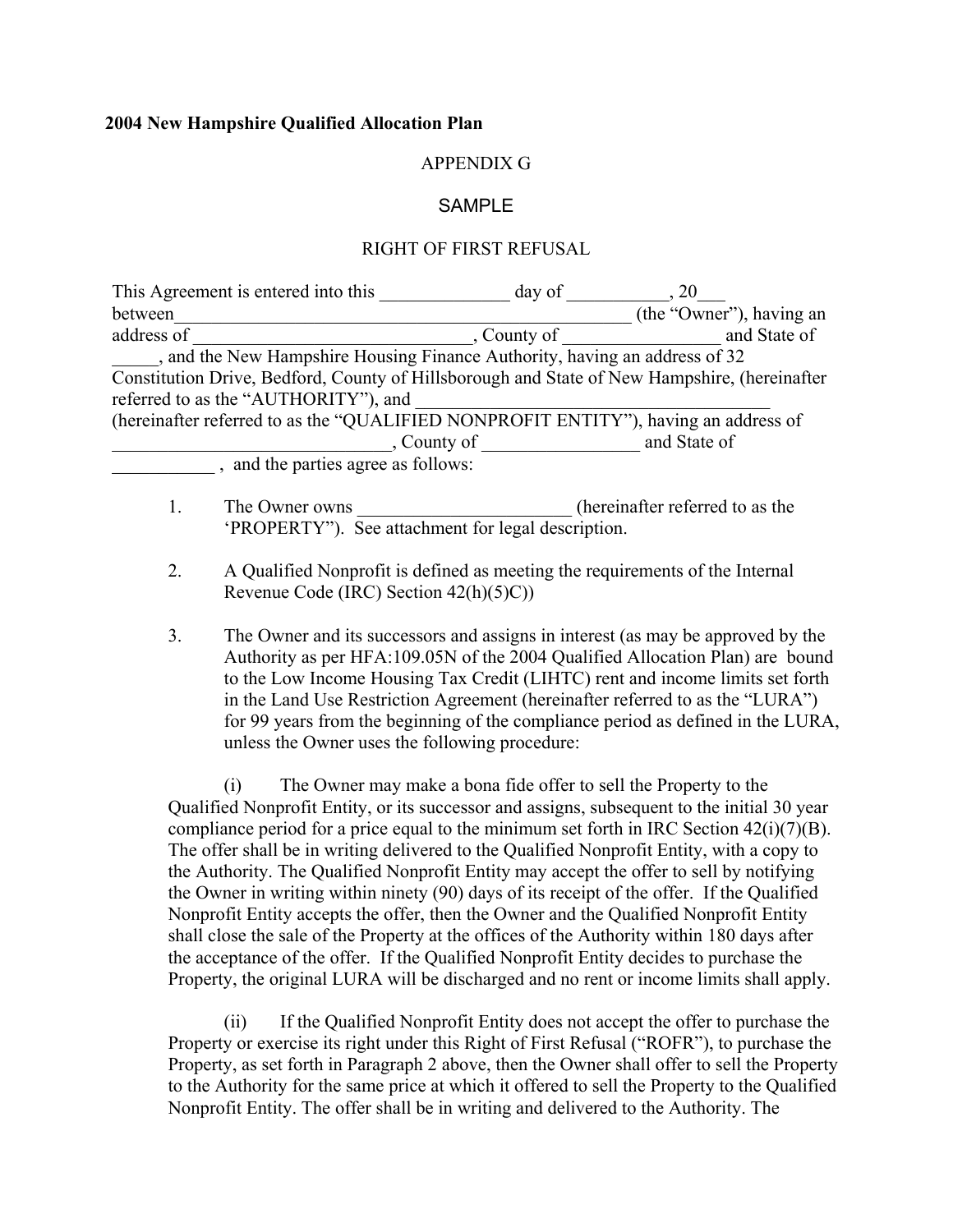**2004 New Hampshire Qualified Allocation Plan**

APPENDIX G

SAMPLE

RIGHT OF FIRST REFUSAL

This Agreement is entered into this ______________ day of ___________, 20___ between__________________________________________________ (the "Owner"), having an address of ______________________________, County of _________________ and State of _____, and the New Hampshire Housing Finance Authority, having an address of 32 Constitution Drive, Bedford, County of Hillsborough and State of New Hampshire, (hereinafter referred to as the "AUTHORITY"), and ________________________________________ (hereinafter referred to as the "QUALIFIED NONPROFIT ENTITY"), having an address of ______________________________, County of _________________ and State of ___________ , and the parties agree as follows:

1. The Owner owns _______________________ (hereinafter referred to as the 'PROPERTY"). See attachment for legal description.

2. A Qualified Nonprofit is defined as meeting the requirements of the Internal Revenue Code (IRC) Section 42(h)(5C))

3. The Owner and its successors and assigns in interest (as may be approved by the Authority as per HFA:109.05N of the 2004 Qualified Allocation Plan) are bound to the Low Income Housing Tax Credit (LIHTC) rent and income limits set forth in the Land Use Restriction Agreement (hereinafter referred to as the "LURA") for 99 years from the beginning of the compliance period as defined in the LURA, unless the Owner uses the following procedure:

(i) The Owner may make a bona fide offer to sell the Property to the Qualified Nonprofit Entity, or its successor and assigns, subsequent to the initial 30 year compliance period for a price equal to the minimum set forth in IRC Section 42(i)(7)(B). The offer shall be in writing delivered to the Qualified Nonprofit Entity, with a copy to the Authority. The Qualified Nonprofit Entity may accept the offer to sell by notifying the Owner in writing within ninety (90) days of its receipt of the offer. If the Qualified Nonprofit Entity accepts the offer, then the Owner and the Qualified Nonprofit Entity shall close the sale of the Property at the offices of the Authority within 180 days after the acceptance of the offer. If the Qualified Nonprofit Entity decides to purchase the Property, the original LURA will be discharged and no rent or income limits shall apply.

(ii) If the Qualified Nonprofit Entity does not accept the offer to purchase the Property or exercise its right under this Right of First Refusal ("ROFR"), to purchase the Property, as set forth in Paragraph 2 above, then the Owner shall offer to sell the Property to the Authority for the same price at which it offered to sell the Property to the Qualified Nonprofit Entity. The offer shall be in writing and delivered to the Authority. The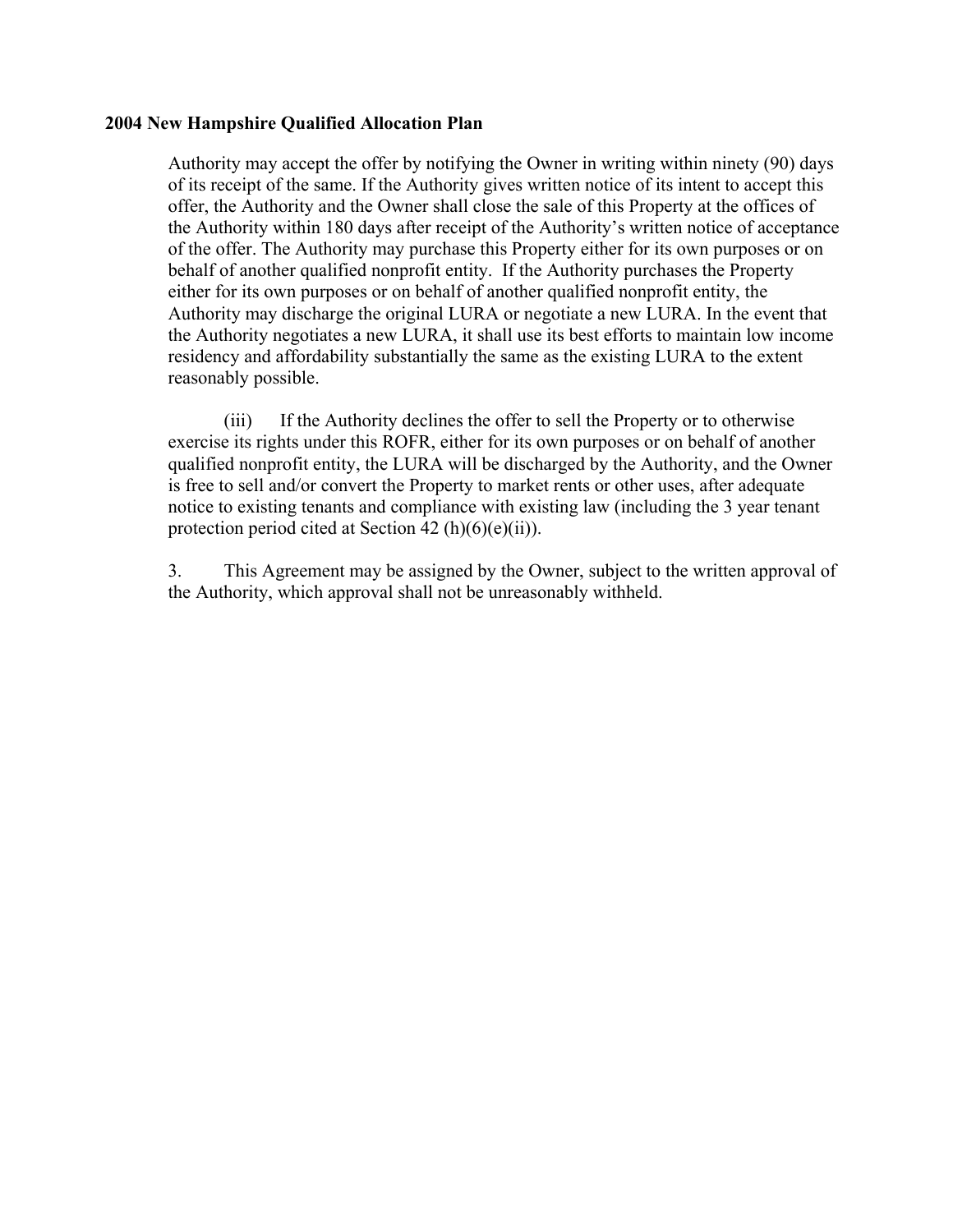Authority may accept the offer by notifying the Owner in writing within ninety (90) days of its receipt of the same. If the Authority gives written notice of its intent to accept this offer, the Authority and the Owner shall close the sale of this Property at the offices of the Authority within 180 days after receipt of the Authority's written notice of acceptance of the offer. The Authority may purchase this Property either for its own purposes or on behalf of another qualified nonprofit entity. If the Authority purchases the Property either for its own purposes or on behalf of another qualified nonprofit entity, the Authority may discharge the original LURA or negotiate a new LURA. In the event that the Authority negotiates a new LURA, it shall use its best efforts to maintain low income residency and affordability substantially the same as the existing LURA to the extent reasonably possible.

(iii) If the Authority declines the offer to sell the Property or to otherwise exercise its rights under this ROFR, either for its own purposes or on behalf of another qualified nonprofit entity, the LURA will be discharged by the Authority, and the Owner is free to sell and/or convert the Property to market rents or other uses, after adequate notice to existing tenants and compliance with existing law (including the 3 year tenant protection period cited at Section 42 (h)(6)(e)(ii)).

3. This Agreement may be assigned by the Owner, subject to the written approval of the Authority, which approval shall not be unreasonably withheld.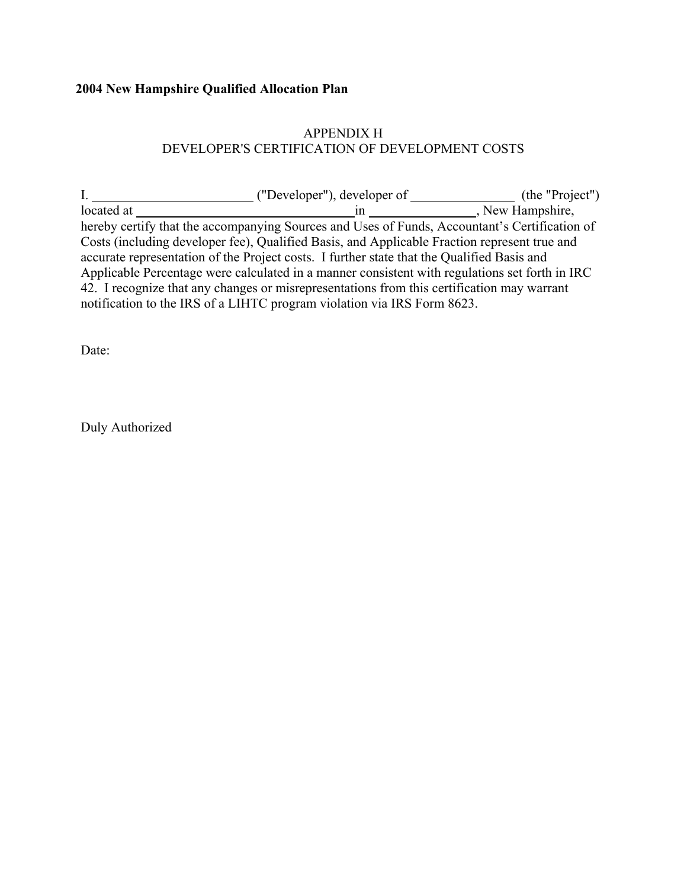**2004 New Hampshire Qualified Allocation Plan**

APPENDIX H
DEVELOPER'S CERTIFICATION OF DEVELOPMENT COSTS

I. ________________________ ("Developer"), developer of ________________ (the "Project") located at _________________________________ in ________________, New Hampshire, hereby certify that the accompanying Sources and Uses of Funds, Accountant's Certification of Costs (including developer fee), Qualified Basis, and Applicable Fraction represent true and accurate representation of the Project costs. I further state that the Qualified Basis and Applicable Percentage were calculated in a manner consistent with regulations set forth in IRC 42. I recognize that any changes or misrepresentations from this certification may warrant notification to the IRS of a LIHTC program violation via IRS Form 8623.

Date:

Duly Authorized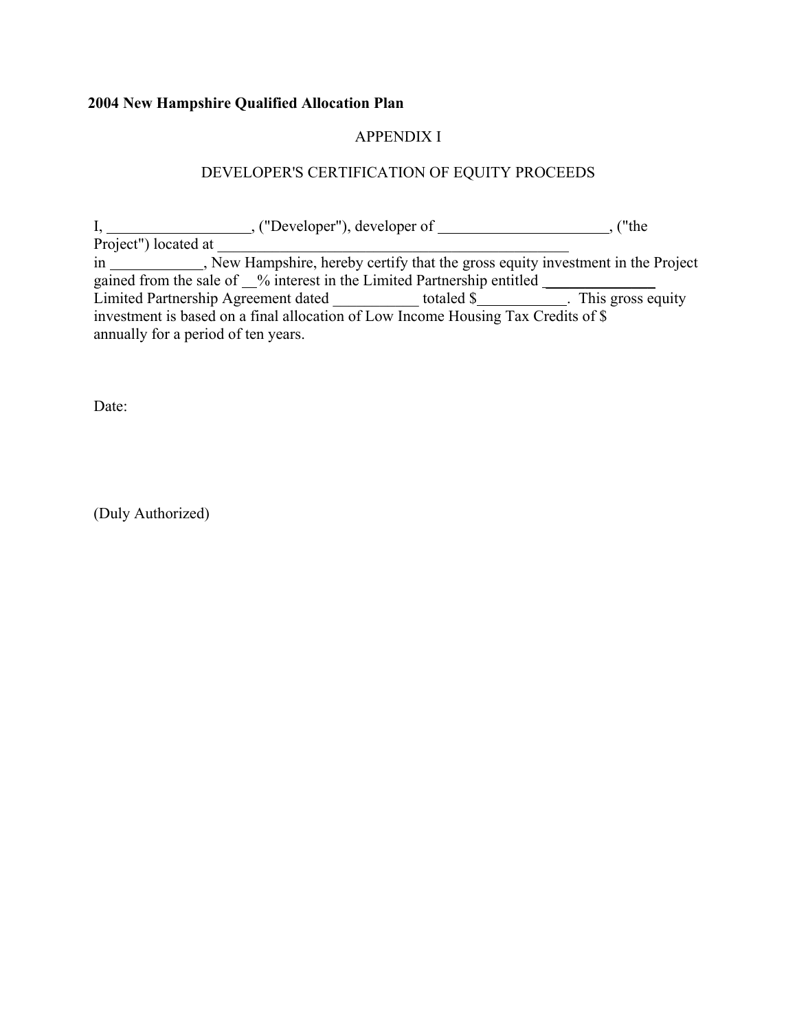**2004 New Hampshire Qualified Allocation Plan**

APPENDIX I

DEVELOPER'S CERTIFICATION OF EQUITY PROCEEDS

I, __________________, ("Developer"), developer of ______________________, ("the Project") located at ______________________________________________ in ____________, New Hampshire, hereby certify that the gross equity investment in the Project gained from the sale of __% interest in the Limited Partnership entitled ______________ Limited Partnership Agreement dated ___________ totaled $____________. This gross equity investment is based on a final allocation of Low Income Housing Tax Credits of $ annually for a period of ten years.

Date:

(Duly Authorized)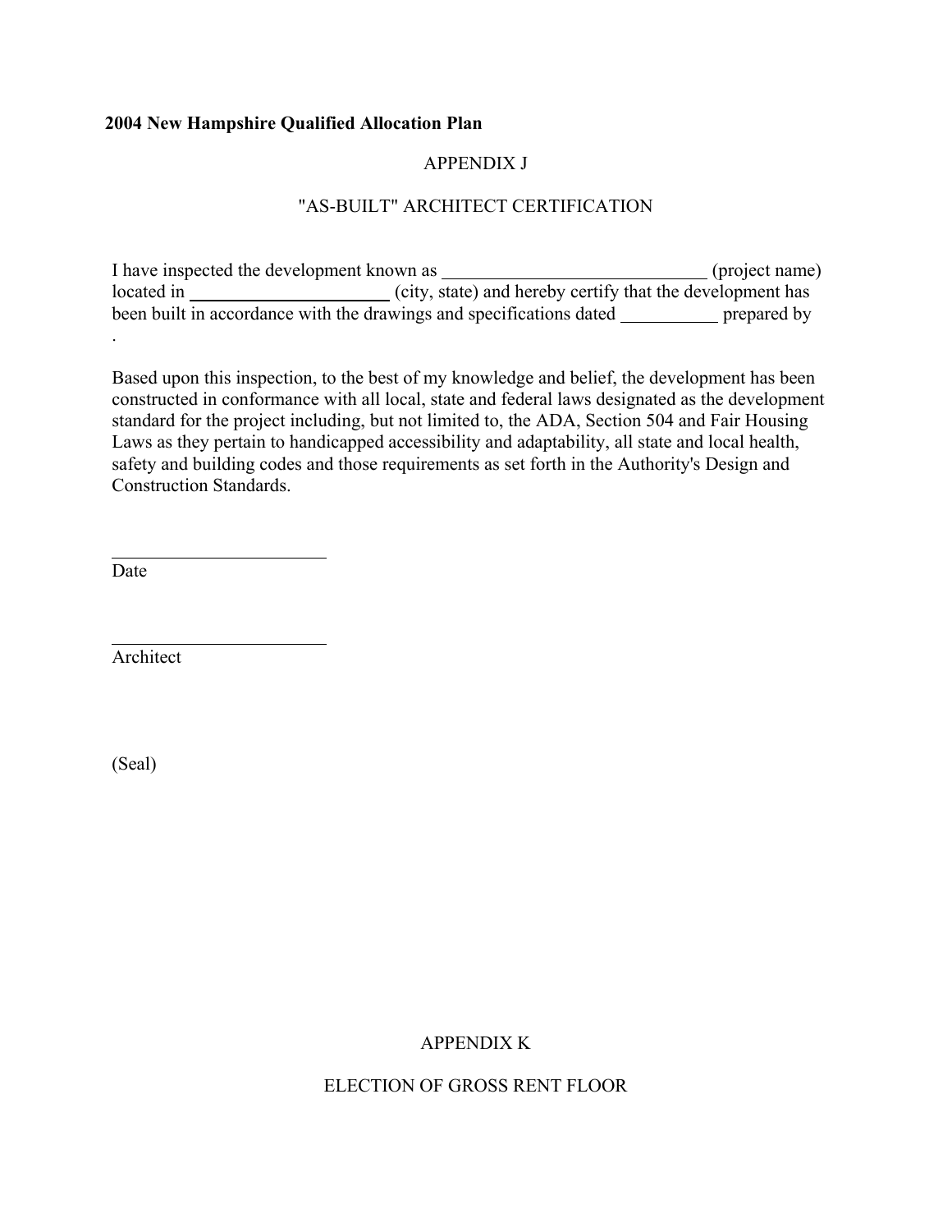**2004 New Hampshire Qualified Allocation Plan**

## APPENDIX J

## "AS-BUILT" ARCHITECT CERTIFICATION

I have inspected the development known as \_\_\_\_\_\_\_\_\_\_\_\_\_\_\_\_\_\_\_\_\_\_\_\_\_\_\_\_\_\_ (project name) located in \_\_\_\_\_\_\_\_\_\_\_\_\_\_\_\_\_\_\_\_\_\_ (city, state) and hereby certify that the development has been built in accordance with the drawings and specifications dated \_\_\_\_\_\_\_\_\_\_\_ prepared by .

Based upon this inspection, to the best of my knowledge and belief, the development has been constructed in conformance with all local, state and federal laws designated as the development standard for the project including, but not limited to, the ADA, Section 504 and Fair Housing Laws as they pertain to handicapped accessibility and adaptability, all state and local health, safety and building codes and those requirements as set forth in the Authority's Design and Construction Standards.

\_\_\_\_\_\_\_\_\_\_\_\_\_\_\_\_\_\_\_\_\_\_\_\_
Date

\_\_\_\_\_\_\_\_\_\_\_\_\_\_\_\_\_\_\_\_\_\_\_\_
Architect

(Seal)

## APPENDIX K

## ELECTION OF GROSS RENT FLOOR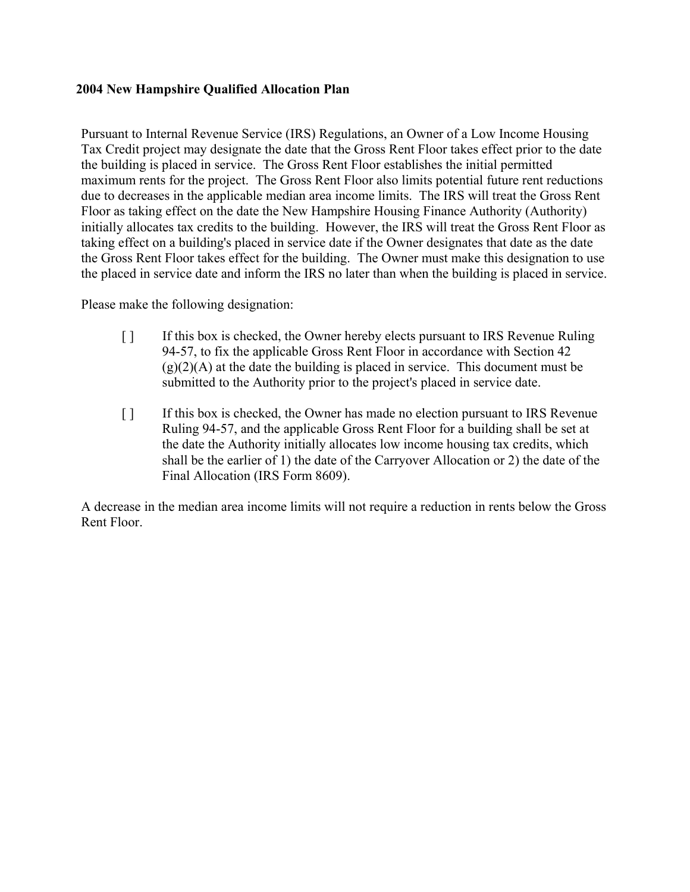**2004 New Hampshire Qualified Allocation Plan**

Pursuant to Internal Revenue Service (IRS) Regulations, an Owner of a Low Income Housing Tax Credit project may designate the date that the Gross Rent Floor takes effect prior to the date the building is placed in service. The Gross Rent Floor establishes the initial permitted maximum rents for the project. The Gross Rent Floor also limits potential future rent reductions due to decreases in the applicable median area income limits. The IRS will treat the Gross Rent Floor as taking effect on the date the New Hampshire Housing Finance Authority (Authority) initially allocates tax credits to the building. However, the IRS will treat the Gross Rent Floor as taking effect on a building's placed in service date if the Owner designates that date as the date the Gross Rent Floor takes effect for the building. The Owner must make this designation to use the placed in service date and inform the IRS no later than when the building is placed in service.

Please make the following designation:

[ ] If this box is checked, the Owner hereby elects pursuant to IRS Revenue Ruling 94-57, to fix the applicable Gross Rent Floor in accordance with Section 42 (g)(2)(A) at the date the building is placed in service. This document must be submitted to the Authority prior to the project's placed in service date.

[ ] If this box is checked, the Owner has made no election pursuant to IRS Revenue Ruling 94-57, and the applicable Gross Rent Floor for a building shall be set at the date the Authority initially allocates low income housing tax credits, which shall be the earlier of 1) the date of the Carryover Allocation or 2) the date of the Final Allocation (IRS Form 8609).

A decrease in the median area income limits will not require a reduction in rents below the Gross Rent Floor.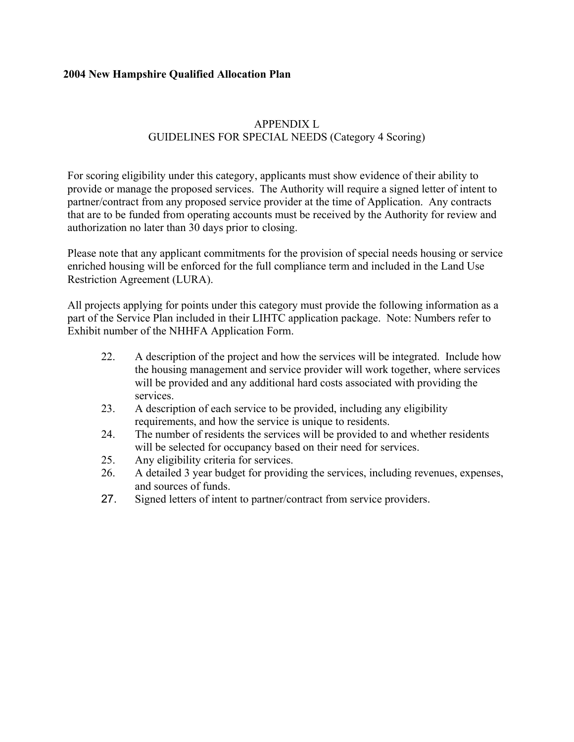**2004 New Hampshire Qualified Allocation Plan**

## APPENDIX L
## GUIDELINES FOR SPECIAL NEEDS (Category 4 Scoring)

For scoring eligibility under this category, applicants must show evidence of their ability to provide or manage the proposed services. The Authority will require a signed letter of intent to partner/contract from any proposed service provider at the time of Application. Any contracts that are to be funded from operating accounts must be received by the Authority for review and authorization no later than 30 days prior to closing.

Please note that any applicant commitments for the provision of special needs housing or service enriched housing will be enforced for the full compliance term and included in the Land Use Restriction Agreement (LURA).

All projects applying for points under this category must provide the following information as a part of the Service Plan included in their LIHTC application package. Note: Numbers refer to Exhibit number of the NHHFA Application Form.

22. A description of the project and how the services will be integrated. Include how the housing management and service provider will work together, where services will be provided and any additional hard costs associated with providing the services.
23. A description of each service to be provided, including any eligibility requirements, and how the service is unique to residents.
24. The number of residents the services will be provided to and whether residents will be selected for occupancy based on their need for services.
25. Any eligibility criteria for services.
26. A detailed 3 year budget for providing the services, including revenues, expenses, and sources of funds.
27. Signed letters of intent to partner/contract from service providers.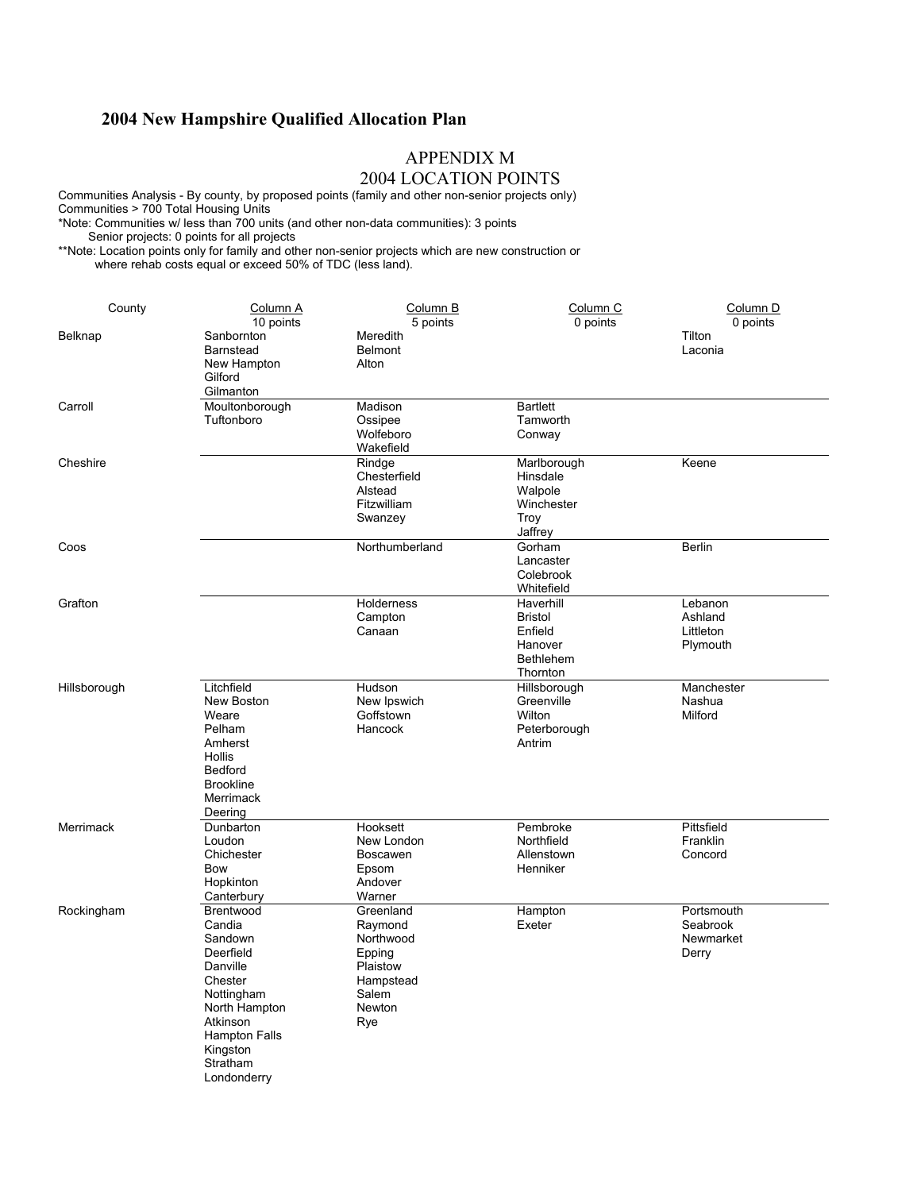## 2004 New Hampshire Qualified Allocation Plan

# APPENDIX M
# 2004 LOCATION POINTS

Communities Analysis - By county, by proposed points (family and other non-senior projects only)
Communities > 700 Total Housing Units
*Note: Communities w/ less than 700 units (and other non-data communities): 3 points
Senior projects: 0 points for all projects
**Note: Location points only for family and other non-senior projects which are new construction or where rehab costs equal or exceed 50% of TDC (less land).

| County | Column A<br>10 points | Column B<br>5 points | Column C<br>0 points | Column D<br>0 points |
|---|---|---|---|---|
| Belknap | Sanbornton<br>Barnstead<br>New Hampton<br>Gilford<br>Gilmanton | Meredith<br>Belmont<br>Alton | | Tilton<br>Laconia |
| Carroll | Moultonborough<br>Tuftonboro | Madison<br>Ossipee<br>Wolfeboro<br>Wakefield | Bartlett<br>Tamworth<br>Conway | |
| Cheshire | | Rindge<br>Chesterfield<br>Alstead<br>Fitzwilliam<br>Swanzey | Marlborough<br>Hinsdale<br>Walpole<br>Winchester<br>Troy<br>Jaffrey | Keene |
| Coos | | Northumberland | Gorham<br>Lancaster<br>Colebrook<br>Whitefield | Berlin |
| Grafton | | Holderness<br>Campton<br>Canaan | Haverhill<br>Bristol<br>Enfield<br>Hanover<br>Bethlehem<br>Thornton | Lebanon<br>Ashland<br>Littleton<br>Plymouth |
| Hillsborough | Litchfield<br>New Boston<br>Weare<br>Pelham<br>Amherst<br>Hollis<br>Bedford<br>Brookline<br>Merrimack<br>Deering | Hudson<br>New Ipswich<br>Goffstown<br>Hancock | Hillsborough<br>Greenville<br>Wilton<br>Peterborough<br>Antrim | Manchester<br>Nashua<br>Milford |
| Merrimack | Dunbarton<br>Loudon<br>Chichester<br>Bow<br>Hopkinton<br>Canterbury | Hooksett<br>New London<br>Boscawen<br>Epsom<br>Andover<br>Warner | Pembroke<br>Northfield<br>Allenstown<br>Henniker | Pittsfield<br>Franklin<br>Concord |
| Rockingham | Brentwood<br>Candia<br>Sandown<br>Deerfield<br>Danville<br>Chester<br>Nottingham<br>North Hampton<br>Atkinson<br>Hampton Falls<br>Kingston<br>Stratham<br>Londonderry | Greenland<br>Raymond<br>Northwood<br>Epping<br>Plaistow<br>Hampstead<br>Salem<br>Newton<br>Rye | Hampton<br>Exeter | Portsmouth<br>Seabrook<br>Newmarket<br>Derry |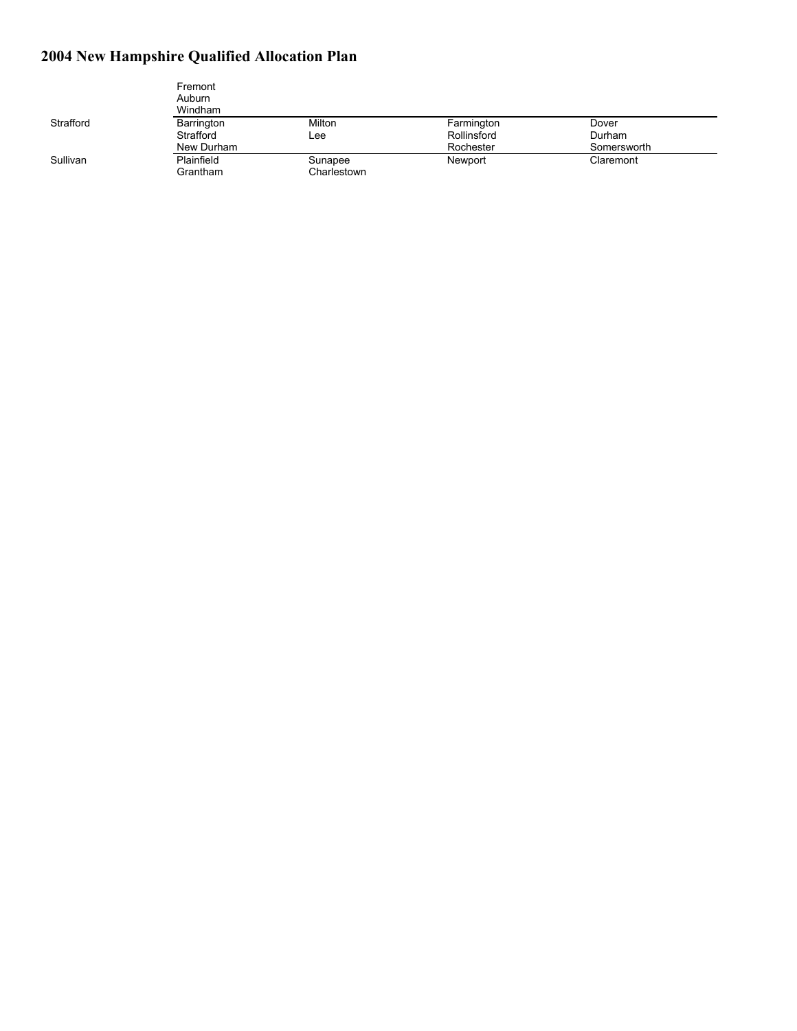| | | | | |
|---|---|---|---|---|
| | Fremont<br>Auburn<br>Windham | | | |
| Strafford | Barrington<br>Strafford<br>New Durham | Milton<br>Lee | Farmington<br>Rollinsford<br>Rochester | Dover<br>Durham<br>Somersworth |
| Sullivan | Plainfield<br>Grantham | Sunapee<br>Charlestown | Newport | Claremont |